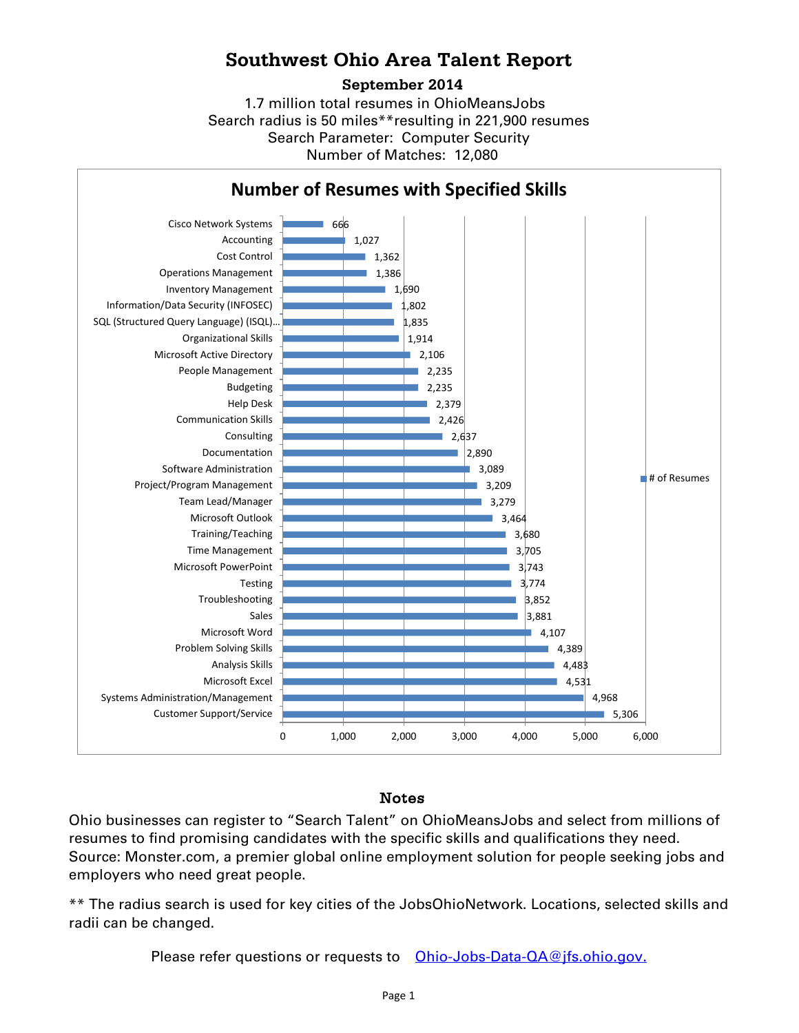# Southwest Ohio Area Talent Report

**September 2014**

1.7 million total resumes in OhioMeansJobs
Search radius is 50 miles**resulting in 221,900 resumes
Search Parameter: Computer Security
Number of Matches: 12,080

## Number of Resumes with Specified Skills

| Skill | # of Resumes |
|---|---|
| Cisco Network Systems | 666 |
| Accounting | 1,027 |
| Cost Control | 1,362 |
| Operations Management | 1,386 |
| Inventory Management | 1,690 |
| Information/Data Security (INFOSEC) | 1,802 |
| SQL (Structured Query Language) (ISQL)... | 1,835 |
| Organizational Skills | 1,914 |
| Microsoft Active Directory | 2,106 |
| People Management | 2,235 |
| Budgeting | 2,235 |
| Help Desk | 2,379 |
| Communication Skills | 2,426 |
| Consulting | 2,637 |
| Documentation | 2,890 |
| Software Administration | 3,089 |
| Project/Program Management | 3,209 |
| Team Lead/Manager | 3,279 |
| Microsoft Outlook | 3,464 |
| Training/Teaching | 3,680 |
| Time Management | 3,705 |
| Microsoft PowerPoint | 3,743 |
| Testing | 3,774 |
| Troubleshooting | 3,852 |
| Sales | 3,881 |
| Microsoft Word | 4,107 |
| Problem Solving Skills | 4,389 |
| Analysis Skills | 4,483 |
| Microsoft Excel | 4,531 |
| Systems Administration/Management | 4,968 |
| Customer Support/Service | 5,306 |

## Notes

Ohio businesses can register to "Search Talent" on OhioMeansJobs and select from millions of resumes to find promising candidates with the specific skills and qualifications they need. Source: Monster.com, a premier global online employment solution for people seeking jobs and employers who need great people.

** The radius search is used for key cities of the JobsOhioNetwork. Locations, selected skills and radii can be changed.

Please refer questions or requests to Ohio-Jobs-Data-QA@jfs.ohio.gov.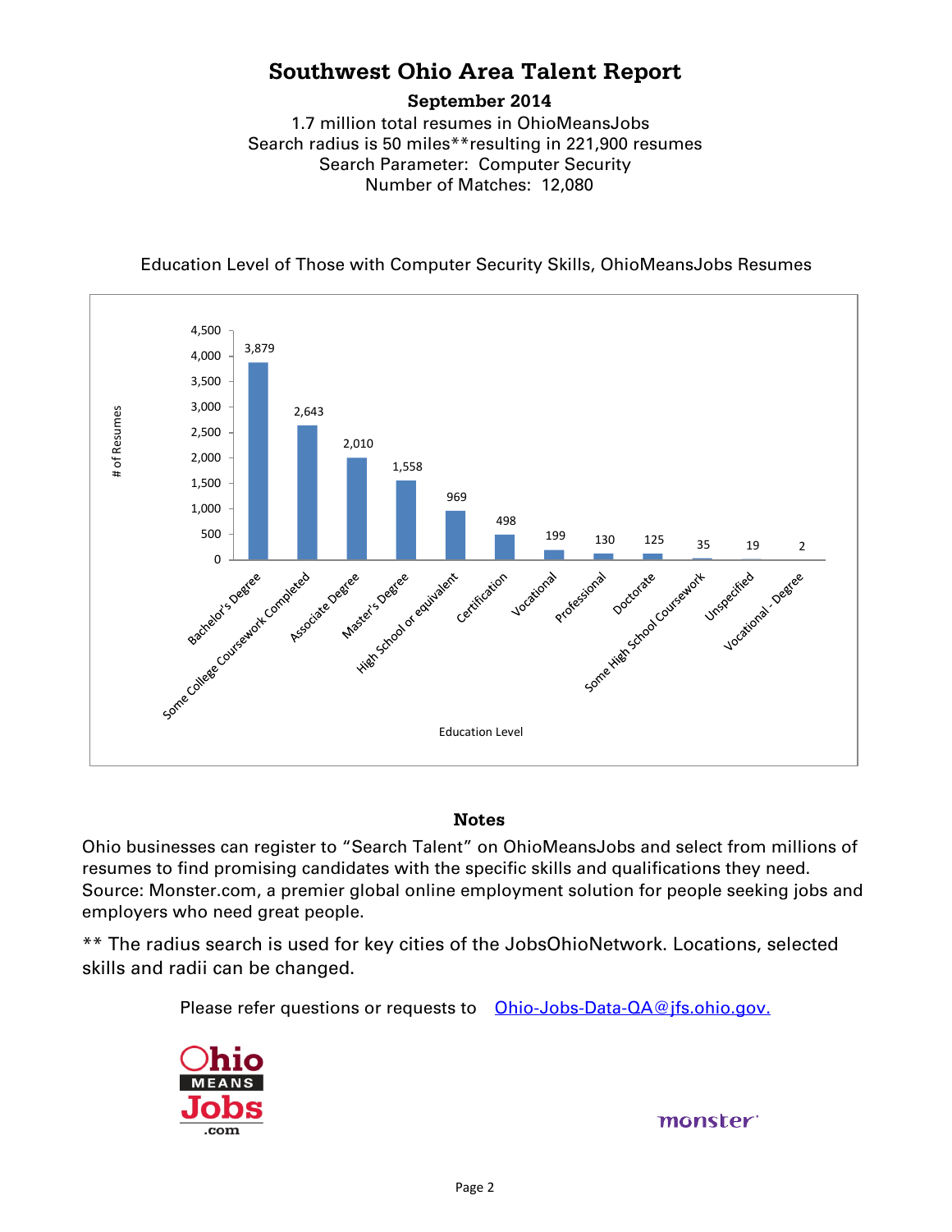# Southwest Ohio Area Talent Report

**September 2014**

1.7 million total resumes in OhioMeansJobs
Search radius is 50 miles**resulting in 221,900 resumes
Search Parameter: Computer Security
Number of Matches: 12,080

Education Level of Those with Computer Security Skills, OhioMeansJobs Resumes

# of Resumes

4,500
4,000
3,500
3,000
2,500
2,000
1,500
1,000
500
0

3,879
2,643
2,010
1,558
969
498
199
130
125
35
19
2

Bachelor's Degree
Some College Coursework Completed
Associate Degree
Master's Degree
High School or equivalent
Certification
Vocational
Professional
Doctorate
Some High School Coursework
Unspecified
Vocational - Degree

Education Level

## Notes

Ohio businesses can register to "Search Talent" on OhioMeansJobs and select from millions of resumes to find promising candidates with the specific skills and qualifications they need. Source: Monster.com, a premier global online employment solution for people seeking jobs and employers who need great people.

** The radius search is used for key cities of the JobsOhioNetwork. Locations, selected skills and radii can be changed.

Please refer questions or requests to Ohio-Jobs-Data-QA@jfs.ohio.gov.

Ohio MEANS Jobs .com

monster